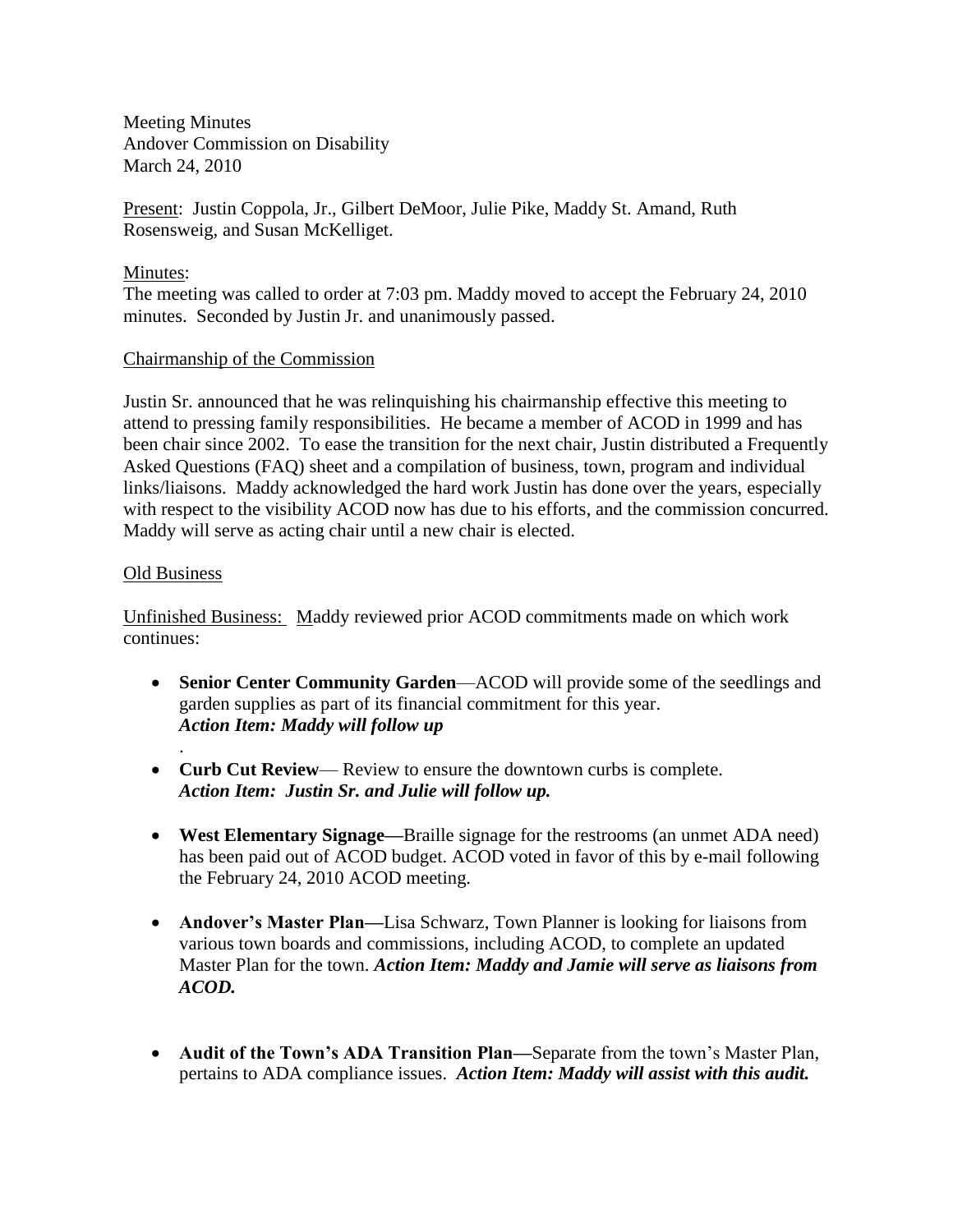Meeting Minutes
Andover Commission on Disability
March 24, 2010

<u>Present</u>: Justin Coppola, Jr., Gilbert DeMoor, Julie Pike, Maddy St. Amand, Ruth Rosensweig, and Susan McKelliget.

<u>Minutes</u>:
The meeting was called to order at 7:03 pm. Maddy moved to accept the February 24, 2010 minutes. Seconded by Justin Jr. and unanimously passed.

<u>Chairmanship of the Commission</u>

Justin Sr. announced that he was relinquishing his chairmanship effective this meeting to attend to pressing family responsibilities. He became a member of ACOD in 1999 and has been chair since 2002. To ease the transition for the next chair, Justin distributed a Frequently Asked Questions (FAQ) sheet and a compilation of business, town, program and individual links/liaisons. Maddy acknowledged the hard work Justin has done over the years, especially with respect to the visibility ACOD now has due to his efforts, and the commission concurred. Maddy will serve as acting chair until a new chair is elected.

<u>Old Business</u>

<u>Unfinished Business:</u> Maddy reviewed prior ACOD commitments made on which work continues:

- **Senior Center Community Garden**—ACOD will provide some of the seedlings and garden supplies as part of its financial commitment for this year.
  ***Action Item: Maddy will follow up***
  .
- **Curb Cut Review**— Review to ensure the downtown curbs is complete.
  ***Action Item: Justin Sr. and Julie will follow up.***

- **West Elementary Signage—**Braille signage for the restrooms (an unmet ADA need) has been paid out of ACOD budget. ACOD voted in favor of this by e-mail following the February 24, 2010 ACOD meeting.

- **Andover's Master Plan—**Lisa Schwarz, Town Planner is looking for liaisons from various town boards and commissions, including ACOD, to complete an updated Master Plan for the town. ***Action Item: Maddy and Jamie will serve as liaisons from ACOD.***

- **Audit of the Town's ADA Transition Plan—**Separate from the town's Master Plan, pertains to ADA compliance issues. ***Action Item: Maddy will assist with this audit.***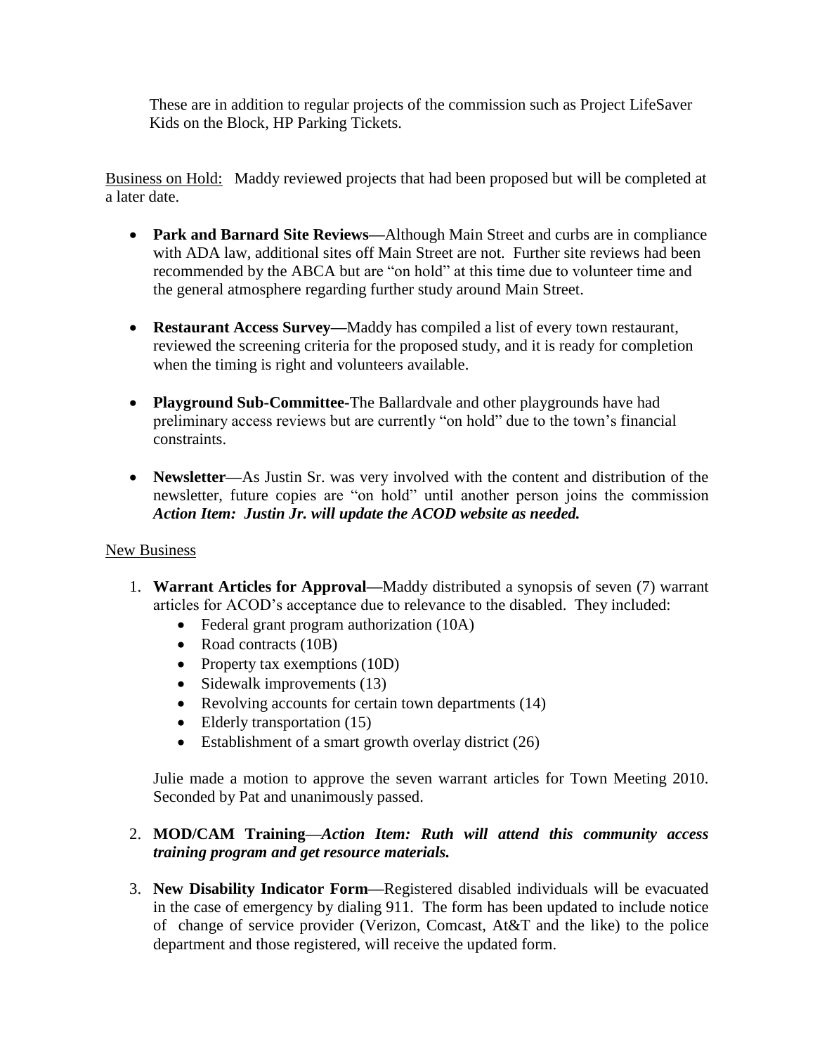These are in addition to regular projects of the commission such as Project LifeSaver Kids on the Block, HP Parking Tickets.

Business on Hold: Maddy reviewed projects that had been proposed but will be completed at a later date.

- **Park and Barnard Site Reviews—**Although Main Street and curbs are in compliance with ADA law, additional sites off Main Street are not. Further site reviews had been recommended by the ABCA but are "on hold" at this time due to volunteer time and the general atmosphere regarding further study around Main Street.
- **Restaurant Access Survey—**Maddy has compiled a list of every town restaurant, reviewed the screening criteria for the proposed study, and it is ready for completion when the timing is right and volunteers available.
- **Playground Sub-Committee-**The Ballardvale and other playgrounds have had preliminary access reviews but are currently "on hold" due to the town's financial constraints.
- **Newsletter—**As Justin Sr. was very involved with the content and distribution of the newsletter, future copies are "on hold" until another person joins the commission ***Action Item: Justin Jr. will update the ACOD website as needed.***

New Business

1. **Warrant Articles for Approval—**Maddy distributed a synopsis of seven (7) warrant articles for ACOD's acceptance due to relevance to the disabled. They included:
   - Federal grant program authorization (10A)
   - Road contracts (10B)
   - Property tax exemptions (10D)
   - Sidewalk improvements (13)
   - Revolving accounts for certain town departments (14)
   - Elderly transportation (15)
   - Establishment of a smart growth overlay district (26)

   Julie made a motion to approve the seven warrant articles for Town Meeting 2010. Seconded by Pat and unanimously passed.

2. **MOD/CAM Training—*Action Item: Ruth will attend this community access training program and get resource materials.***

3. **New Disability Indicator Form—**Registered disabled individuals will be evacuated in the case of emergency by dialing 911. The form has been updated to include notice of change of service provider (Verizon, Comcast, At&T and the like) to the police department and those registered, will receive the updated form.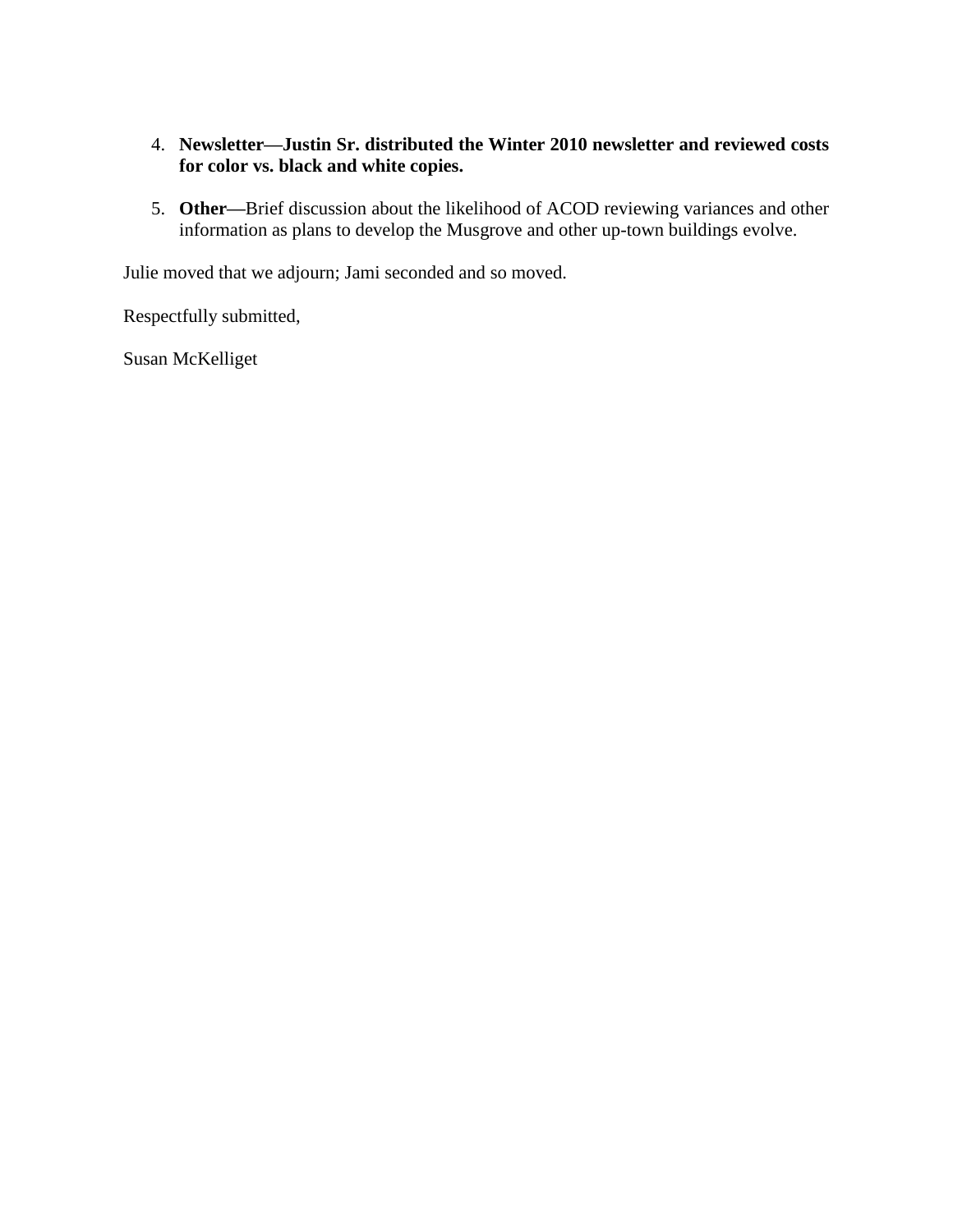4. **Newsletter—Justin Sr. distributed the Winter 2010 newsletter and reviewed costs for color vs. black and white copies.**

5. **Other—**Brief discussion about the likelihood of ACOD reviewing variances and other information as plans to develop the Musgrove and other up-town buildings evolve.

Julie moved that we adjourn; Jami seconded and so moved.

Respectfully submitted,

Susan McKelliget